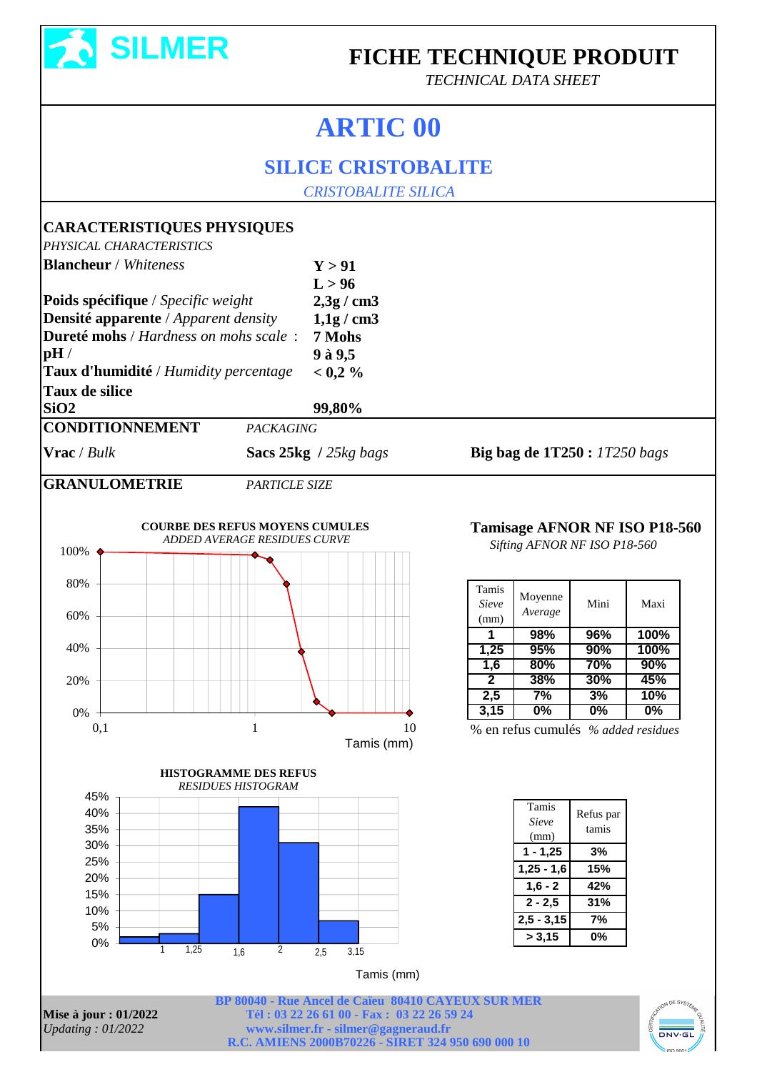SILMER

# FICHE TECHNIQUE PRODUIT

*TECHNICAL DATA SHEET*

# ARTIC 00

## SILICE CRISTOBALITE

*CRISTOBALITE SILICA*

### CARACTERISTIQUES PHYSIQUES

*PHYSICAL CHARACTERISTICS*

| | |
|---|---|
| **Blancheur** / *Whiteness* | **Y > 91** |
| | **L > 96** |
| **Poids spécifique** / *Specific weight* | **2,3g / cm3** |
| **Densité apparente** / *Apparent density* | **1,1g / cm3** |
| **Dureté mohs** / *Hardness on mohs scale* : | **7 Mohs** |
| **pH** / | **9 à 9,5** |
| **Taux d'humidité** / *Humidity percentage* | **< 0,2 %** |
| **Taux de silice** | |
| **SiO2** | **99,80%** |

### CONDITIONNEMENT *PACKAGING*

**Vrac** / *Bulk* — **Sacs 25kg** / *25kg bags* — **Big bag de 1T250 :** *1T250 bags*

### GRANULOMETRIE *PARTICLE SIZE*

**COURBE DES REFUS MOYENS CUMULES**
*ADDED AVERAGE RESIDUES CURVE*

**Tamisage AFNOR NF ISO P18-560**
*Sifting AFNOR NF ISO P18-560*

| Tamis *Sieve* (mm) | Moyenne *Average* | Mini | Maxi |
|---|---|---|---|
| 1 | 98% | 96% | 100% |
| 1,25 | 95% | 90% | 100% |
| 1,6 | 80% | 70% | 90% |
| 2 | 38% | 30% | 45% |
| 2,5 | 7% | 3% | 10% |
| 3,15 | 0% | 0% | 0% |

% en refus cumulés *% added residues*

**HISTOGRAMME DES REFUS**
*RESIDUES HISTOGRAM*

| Tamis *Sieve* (mm) | Refus par tamis |
|---|---|
| 1 - 1,25 | 3% |
| 1,25 - 1,6 | 15% |
| 1,6 - 2 | 42% |
| 2 - 2,5 | 31% |
| 2,5 - 3,15 | 7% |
| > 3,15 | 0% |

**Mise à jour : 01/2022**
*Updating : 01/2022*

BP 80040 - Rue Ancel de Caïeu 80410 CAYEUX SUR MER
Tél : 03 22 26 61 00 - Fax : 03 22 26 59 24
www.silmer.fr - silmer@gagneraud.fr
R.C. AMIENS 2000B70226 - SIRET 324 950 690 000 10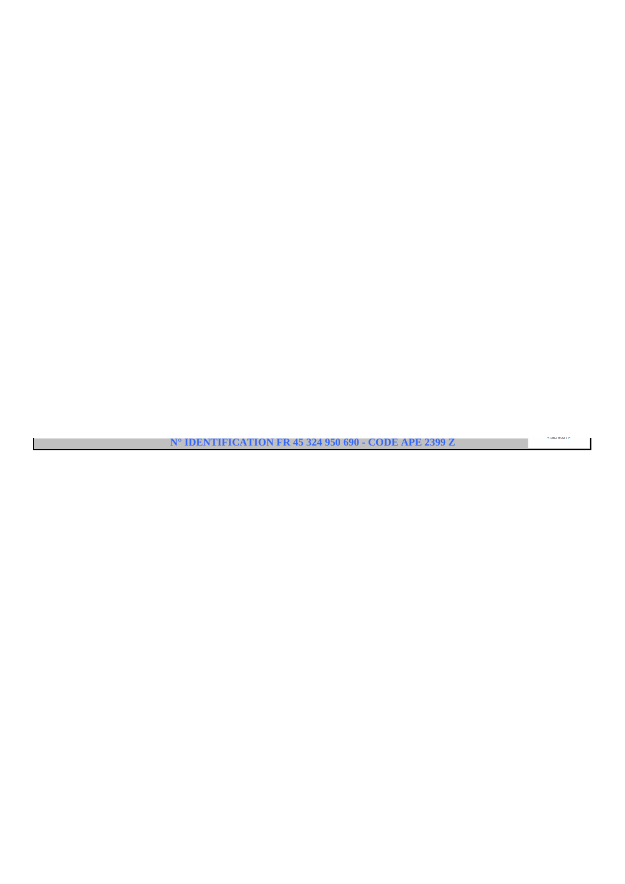**N° IDENTIFICATION FR 45 324 950 690 - CODE APE 2399 Z**